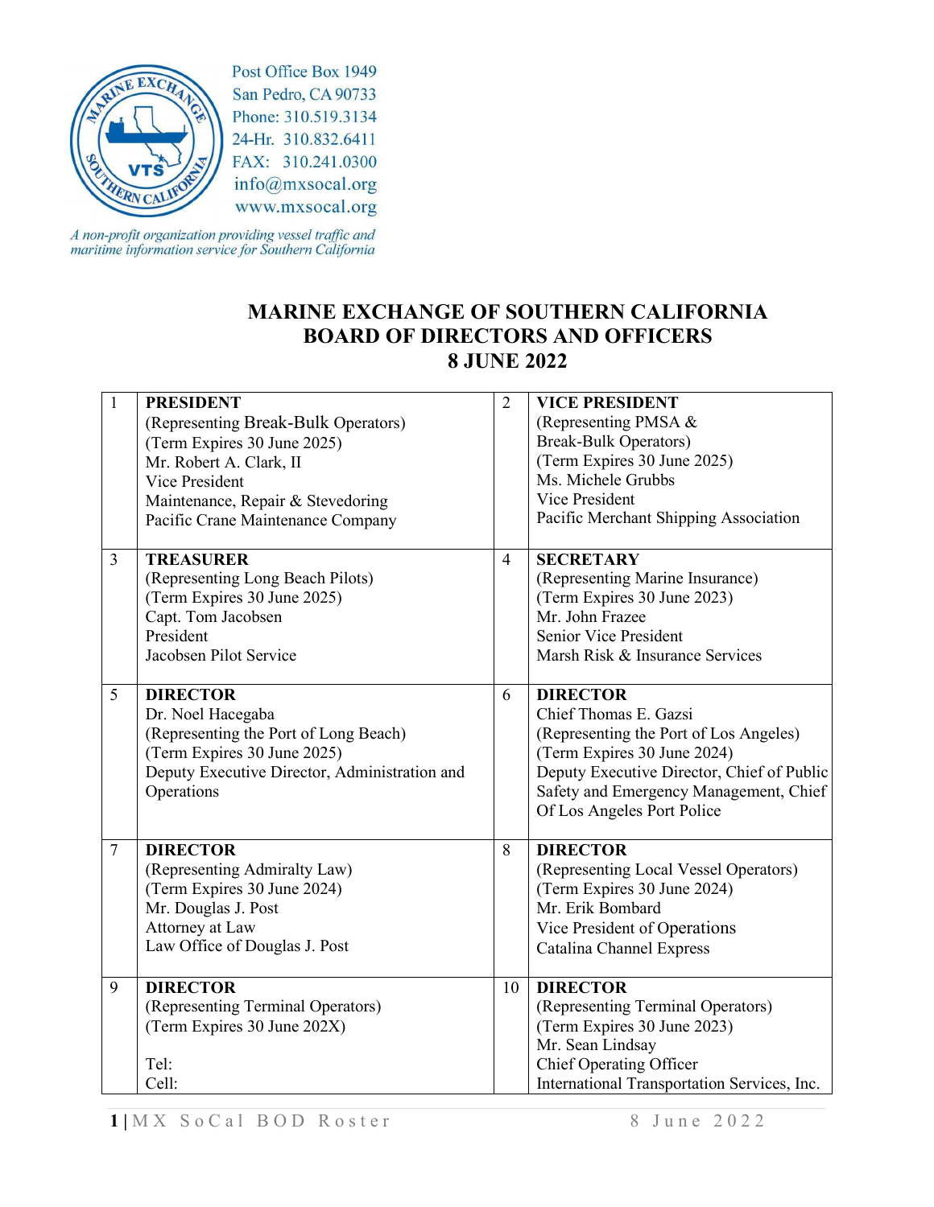Post Office Box 1949
San Pedro, CA 90733
Phone: 310.519.3134
24-Hr. 310.832.6411
FAX: 310.241.0300
info@mxsocal.org
www.mxsocal.org

*A non-profit organization providing vessel traffic and maritime information service for Southern California*

# MARINE EXCHANGE OF SOUTHERN CALIFORNIA
# BOARD OF DIRECTORS AND OFFICERS
# 8 JUNE 2022

| | | | |
|---|---|---|---|
| 1 | **PRESIDENT**<br>(Representing Break-Bulk Operators)<br>(Term Expires 30 June 2025)<br>Mr. Robert A. Clark, II<br>Vice President<br>Maintenance, Repair & Stevedoring<br>Pacific Crane Maintenance Company | 2 | **VICE PRESIDENT**<br>(Representing PMSA &<br>Break-Bulk Operators)<br>(Term Expires 30 June 2025)<br>Ms. Michele Grubbs<br>Vice President<br>Pacific Merchant Shipping Association |
| 3 | **TREASURER**<br>(Representing Long Beach Pilots)<br>(Term Expires 30 June 2025)<br>Capt. Tom Jacobsen<br>President<br>Jacobsen Pilot Service | 4 | **SECRETARY**<br>(Representing Marine Insurance)<br>(Term Expires 30 June 2023)<br>Mr. John Frazee<br>Senior Vice President<br>Marsh Risk & Insurance Services |
| 5 | **DIRECTOR**<br>Dr. Noel Hacegaba<br>(Representing the Port of Long Beach)<br>(Term Expires 30 June 2025)<br>Deputy Executive Director, Administration and Operations | 6 | **DIRECTOR**<br>Chief Thomas E. Gazsi<br>(Representing the Port of Los Angeles)<br>(Term Expires 30 June 2024)<br>Deputy Executive Director, Chief of Public Safety and Emergency Management, Chief Of Los Angeles Port Police |
| 7 | **DIRECTOR**<br>(Representing Admiralty Law)<br>(Term Expires 30 June 2024)<br>Mr. Douglas J. Post<br>Attorney at Law<br>Law Office of Douglas J. Post | 8 | **DIRECTOR**<br>(Representing Local Vessel Operators)<br>(Term Expires 30 June 2024)<br>Mr. Erik Bombard<br>Vice President of Operations<br>Catalina Channel Express |
| 9 | **DIRECTOR**<br>(Representing Terminal Operators)<br>(Term Expires 30 June 202X)<br><br>Tel:<br>Cell: | 10 | **DIRECTOR**<br>(Representing Terminal Operators)<br>(Term Expires 30 June 2023)<br>Mr. Sean Lindsay<br>Chief Operating Officer<br>International Transportation Services, Inc. |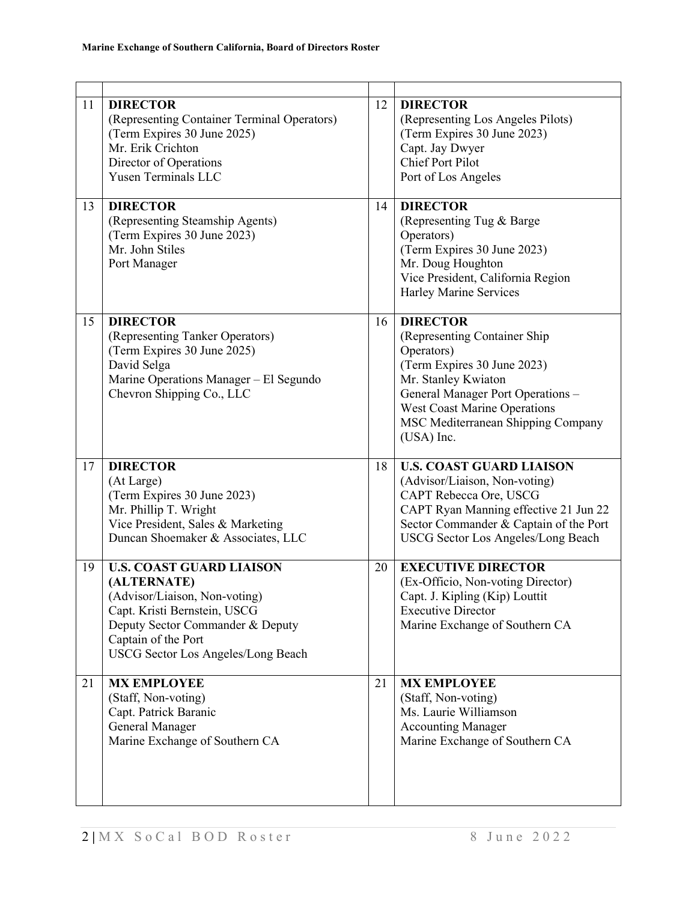| | | | |
|---|---|---|---|
| 11 | **DIRECTOR**<br>(Representing Container Terminal Operators)<br>(Term Expires 30 June 2025)<br>Mr. Erik Crichton<br>Director of Operations<br>Yusen Terminals LLC | 12 | **DIRECTOR**<br>(Representing Los Angeles Pilots)<br>(Term Expires 30 June 2023)<br>Capt. Jay Dwyer<br>Chief Port Pilot<br>Port of Los Angeles |
| 13 | **DIRECTOR**<br>(Representing Steamship Agents)<br>(Term Expires 30 June 2023)<br>Mr. John Stiles<br>Port Manager | 14 | **DIRECTOR**<br>(Representing Tug & Barge Operators)<br>(Term Expires 30 June 2023)<br>Mr. Doug Houghton<br>Vice President, California Region<br>Harley Marine Services |
| 15 | **DIRECTOR**<br>(Representing Tanker Operators)<br>(Term Expires 30 June 2025)<br>David Selga<br>Marine Operations Manager – El Segundo<br>Chevron Shipping Co., LLC | 16 | **DIRECTOR**<br>(Representing Container Ship Operators)<br>(Term Expires 30 June 2023)<br>Mr. Stanley Kwiaton<br>General Manager Port Operations – West Coast Marine Operations<br>MSC Mediterranean Shipping Company (USA) Inc. |
| 17 | **DIRECTOR**<br>(At Large)<br>(Term Expires 30 June 2023)<br>Mr. Phillip T. Wright<br>Vice President, Sales & Marketing<br>Duncan Shoemaker & Associates, LLC | 18 | **U.S. COAST GUARD LIAISON**<br>(Advisor/Liaison, Non-voting)<br>CAPT Rebecca Ore, USCG<br>CAPT Ryan Manning effective 21 Jun 22<br>Sector Commander & Captain of the Port<br>USCG Sector Los Angeles/Long Beach |
| 19 | **U.S. COAST GUARD LIAISON (ALTERNATE)**<br>(Advisor/Liaison, Non-voting)<br>Capt. Kristi Bernstein, USCG<br>Deputy Sector Commander & Deputy Captain of the Port<br>USCG Sector Los Angeles/Long Beach | 20 | **EXECUTIVE DIRECTOR**<br>(Ex-Officio, Non-voting Director)<br>Capt. J. Kipling (Kip) Louttit<br>Executive Director<br>Marine Exchange of Southern CA |
| 21 | **MX EMPLOYEE**<br>(Staff, Non-voting)<br>Capt. Patrick Baranic<br>General Manager<br>Marine Exchange of Southern CA | 21 | **MX EMPLOYEE**<br>(Staff, Non-voting)<br>Ms. Laurie Williamson<br>Accounting Manager<br>Marine Exchange of Southern CA |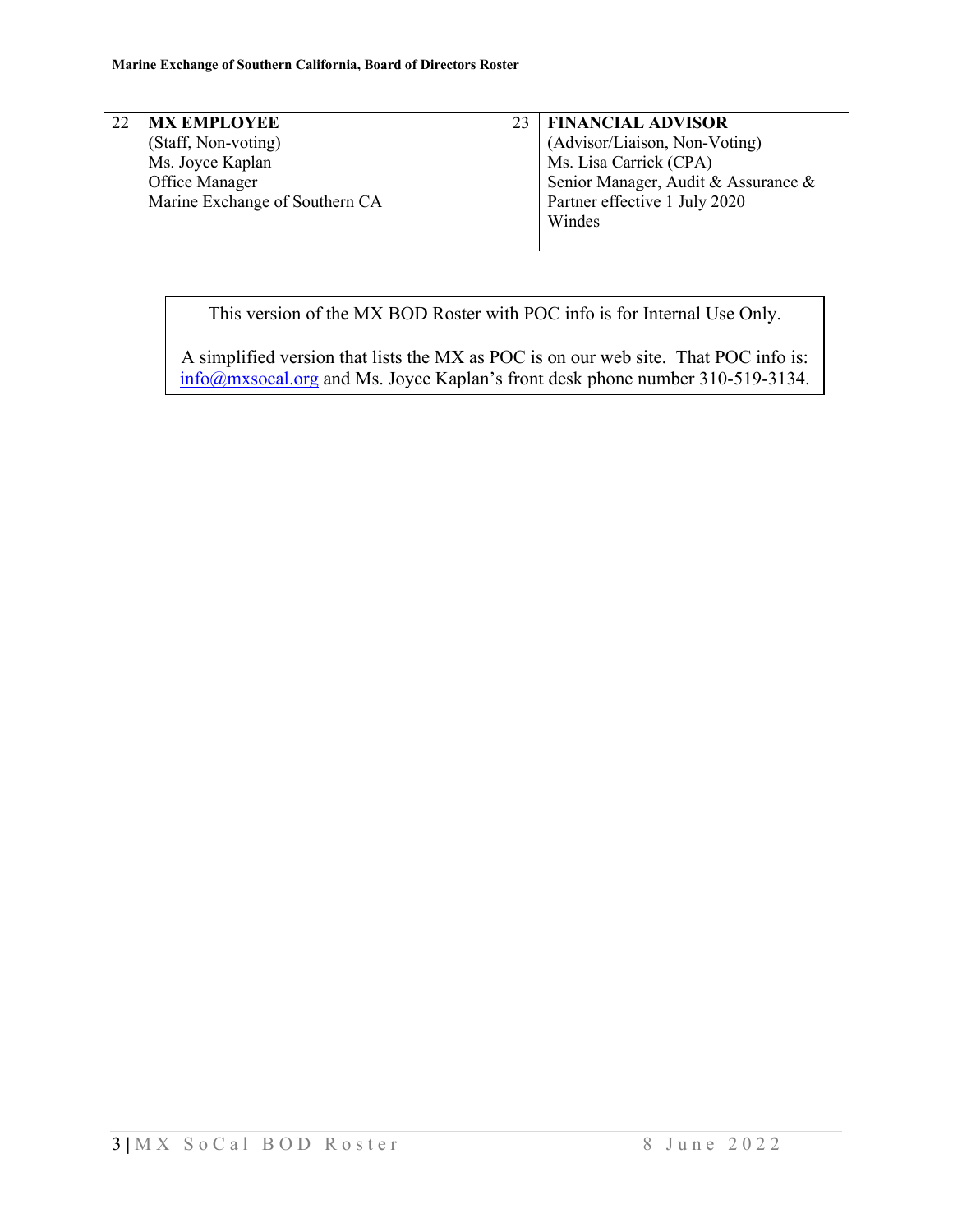| | | | |
|---|---|---|---|
| 22 | **MX EMPLOYEE**<br>(Staff, Non-voting)<br>Ms. Joyce Kaplan<br>Office Manager<br>Marine Exchange of Southern CA | 23 | **FINANCIAL ADVISOR**<br>(Advisor/Liaison, Non-Voting)<br>Ms. Lisa Carrick (CPA)<br>Senior Manager, Audit & Assurance & Partner effective 1 July 2020<br>Windes |

This version of the MX BOD Roster with POC info is for Internal Use Only.

A simplified version that lists the MX as POC is on our web site. That POC info is: info@mxsocal.org and Ms. Joyce Kaplan's front desk phone number 310-519-3134.